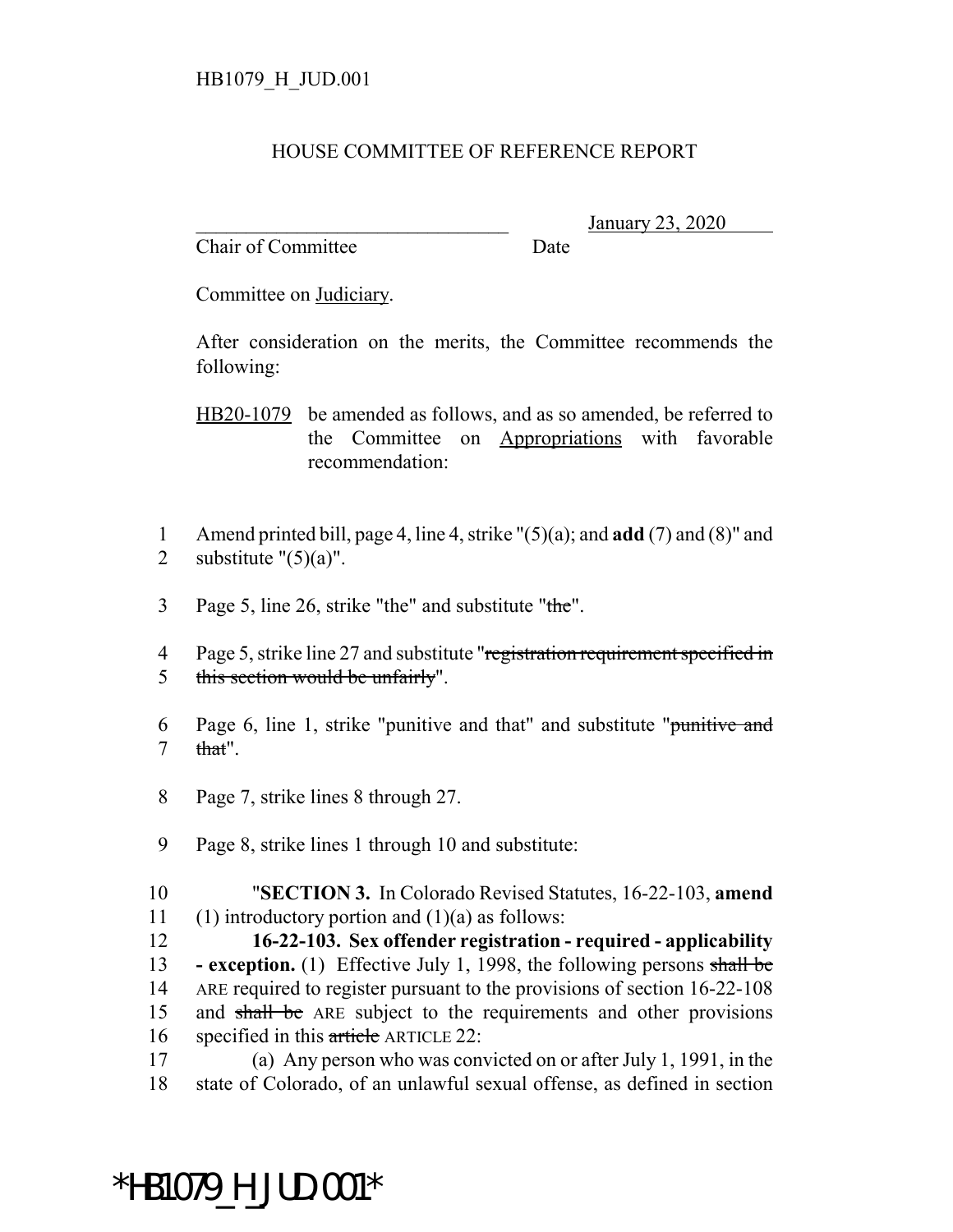HB1079_H_JUD.001

# HOUSE COMMITTEE OF REFERENCE REPORT

________________________________ January 23, 2020
Chair of Committee Date

Committee on Judiciary.

After consideration on the merits, the Committee recommends the following:

HB20-1079 be amended as follows, and as so amended, be referred to the Committee on Appropriations with favorable recommendation:

1 Amend printed bill, page 4, line 4, strike "(5)(a); and **add** (7) and (8)" and
2 substitute "(5)(a)".

3 Page 5, line 26, strike "the" and substitute "~~the~~".

4 Page 5, strike line 27 and substitute "~~registration requirement specified in~~
5 ~~this section would be unfairly~~".

6 Page 6, line 1, strike "punitive and that" and substitute "~~punitive and~~
7 ~~that~~".

8 Page 7, strike lines 8 through 27.

9 Page 8, strike lines 1 through 10 and substitute:

10 "**SECTION 3.** In Colorado Revised Statutes, 16-22-103, **amend**
11 (1) introductory portion and (1)(a) as follows:
12 **16-22-103. Sex offender registration - required - applicability**
13 **- exception.** (1) Effective July 1, 1998, the following persons ~~shall be~~
14 ARE required to register pursuant to the provisions of section 16-22-108
15 and ~~shall be~~ ARE subject to the requirements and other provisions
16 specified in this ~~article~~ ARTICLE 22:
17 (a) Any person who was convicted on or after July 1, 1991, in the
18 state of Colorado, of an unlawful sexual offense, as defined in section

*HB1079_H_JUD.001*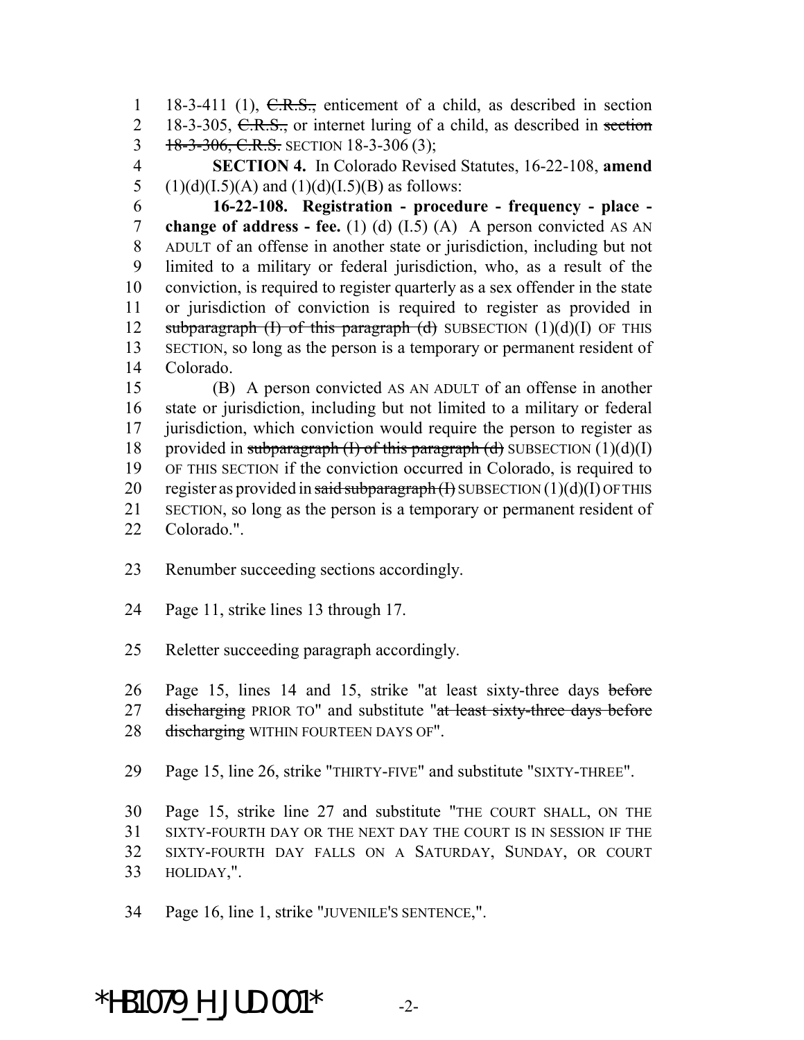18-3-411 (1), ~~C.R.S.,~~ enticement of a child, as described in section 18-3-305, ~~C.R.S.,~~ or internet luring of a child, as described in ~~section 18-3-306, C.R.S.~~ SECTION 18-3-306 (3);

**SECTION 4.** In Colorado Revised Statutes, 16-22-108, **amend** (1)(d)(I.5)(A) and (1)(d)(I.5)(B) as follows:

**16-22-108. Registration - procedure - frequency - place - change of address - fee.** (1) (d) (I.5) (A) A person convicted AS AN ADULT of an offense in another state or jurisdiction, including but not limited to a military or federal jurisdiction, who, as a result of the conviction, is required to register quarterly as a sex offender in the state or jurisdiction of conviction is required to register as provided in ~~subparagraph (I) of this paragraph (d)~~ SUBSECTION (1)(d)(I) OF THIS SECTION, so long as the person is a temporary or permanent resident of Colorado.

(B) A person convicted AS AN ADULT of an offense in another state or jurisdiction, including but not limited to a military or federal jurisdiction, which conviction would require the person to register as provided in ~~subparagraph (I) of this paragraph (d)~~ SUBSECTION (1)(d)(I) OF THIS SECTION if the conviction occurred in Colorado, is required to register as provided in ~~said subparagraph (I)~~ SUBSECTION (1)(d)(I) OF THIS SECTION, so long as the person is a temporary or permanent resident of Colorado.".

Renumber succeeding sections accordingly.

Page 11, strike lines 13 through 17.

Reletter succeeding paragraph accordingly.

Page 15, lines 14 and 15, strike "at least sixty-three days ~~before discharging~~ PRIOR TO" and substitute "~~at least sixty-three days before discharging~~ WITHIN FOURTEEN DAYS OF".

Page 15, line 26, strike "THIRTY-FIVE" and substitute "SIXTY-THREE".

Page 15, strike line 27 and substitute "THE COURT SHALL, ON THE SIXTY-FOURTH DAY OR THE NEXT DAY THE COURT IS IN SESSION IF THE SIXTY-FOURTH DAY FALLS ON A SATURDAY, SUNDAY, OR COURT HOLIDAY,".

Page 16, line 1, strike "JUVENILE'S SENTENCE,".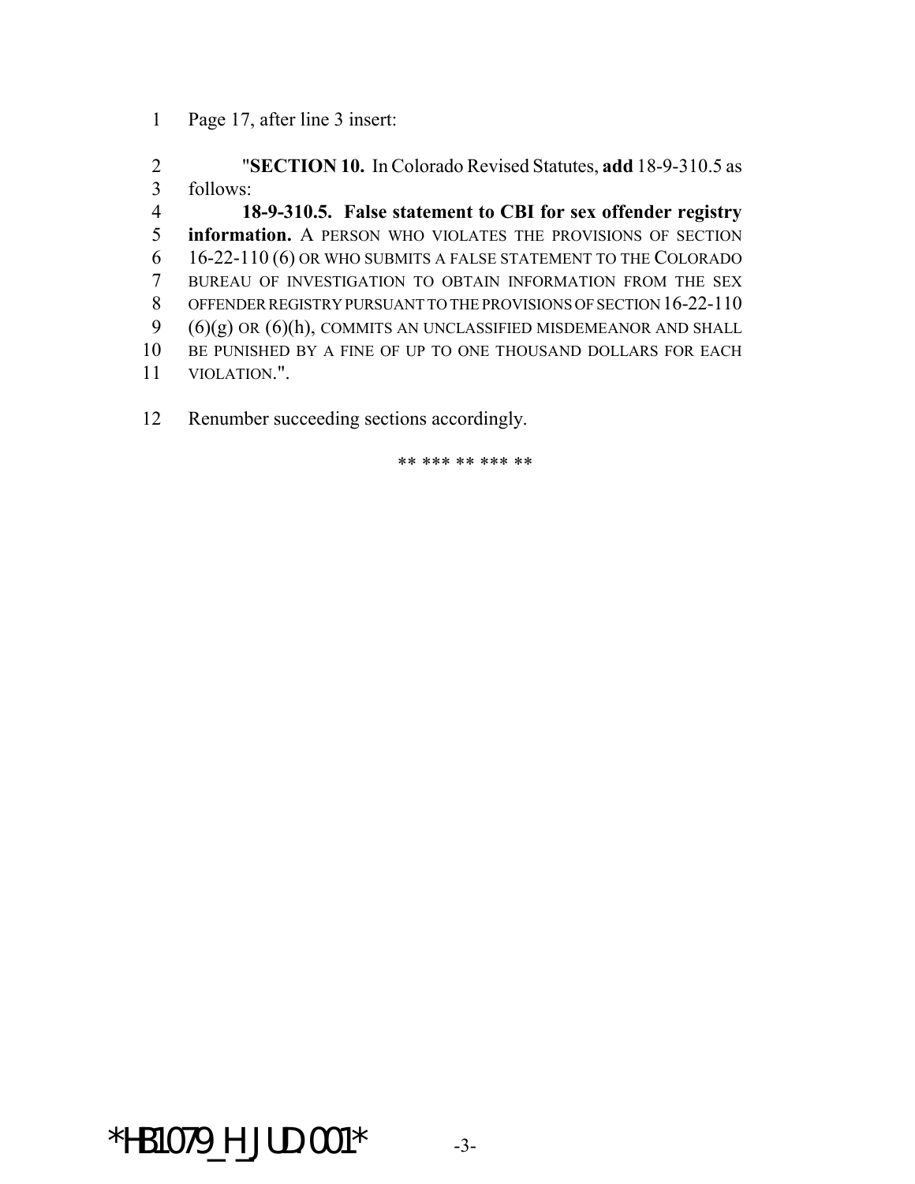Page 17, after line 3 insert:

"**SECTION 10.** In Colorado Revised Statutes, **add** 18-9-310.5 as follows:

**18-9-310.5. False statement to CBI for sex offender registry information.** A PERSON WHO VIOLATES THE PROVISIONS OF SECTION 16-22-110 (6) OR WHO SUBMITS A FALSE STATEMENT TO THE COLORADO BUREAU OF INVESTIGATION TO OBTAIN INFORMATION FROM THE SEX OFFENDER REGISTRY PURSUANT TO THE PROVISIONS OF SECTION 16-22-110 (6)(g) OR (6)(h), COMMITS AN UNCLASSIFIED MISDEMEANOR AND SHALL BE PUNISHED BY A FINE OF UP TO ONE THOUSAND DOLLARS FOR EACH VIOLATION.".

Renumber succeeding sections accordingly.

** *** ** *** **

*HB1079_H_JUD.001*